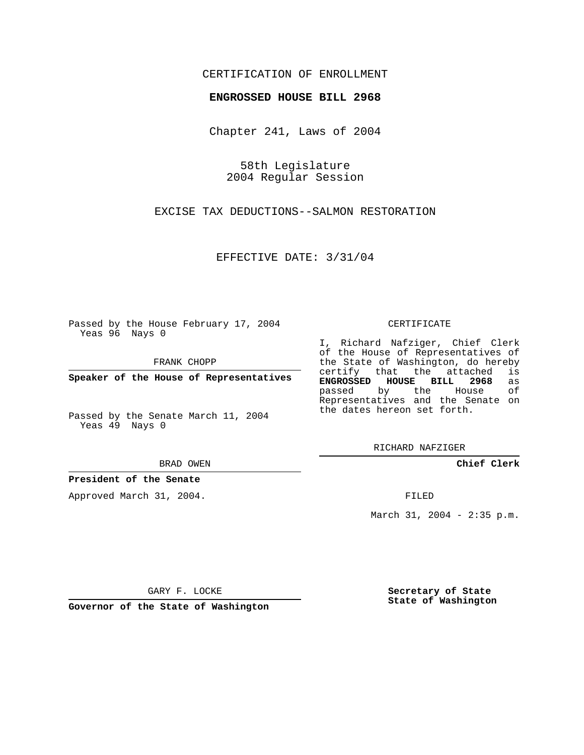CERTIFICATION OF ENROLLMENT

**ENGROSSED HOUSE BILL 2968**

Chapter 241, Laws of 2004

58th Legislature
2004 Regular Session

EXCISE TAX DEDUCTIONS--SALMON RESTORATION

EFFECTIVE DATE: 3/31/04

Passed by the House February 17, 2004
Yeas 96 Nays 0

FRANK CHOPP

**Speaker of the House of Representatives**

Passed by the Senate March 11, 2004
Yeas 49 Nays 0

BRAD OWEN

**President of the Senate**

Approved March 31, 2004.

GARY F. LOCKE

**Governor of the State of Washington**

CERTIFICATE

I, Richard Nafziger, Chief Clerk of the House of Representatives of the State of Washington, do hereby certify that the attached is **ENGROSSED HOUSE BILL 2968** as passed by the House of Representatives and the Senate on the dates hereon set forth.

RICHARD NAFZIGER

**Chief Clerk**

FILED

March 31, 2004 - 2:35 p.m.

**Secretary of State**
**State of Washington**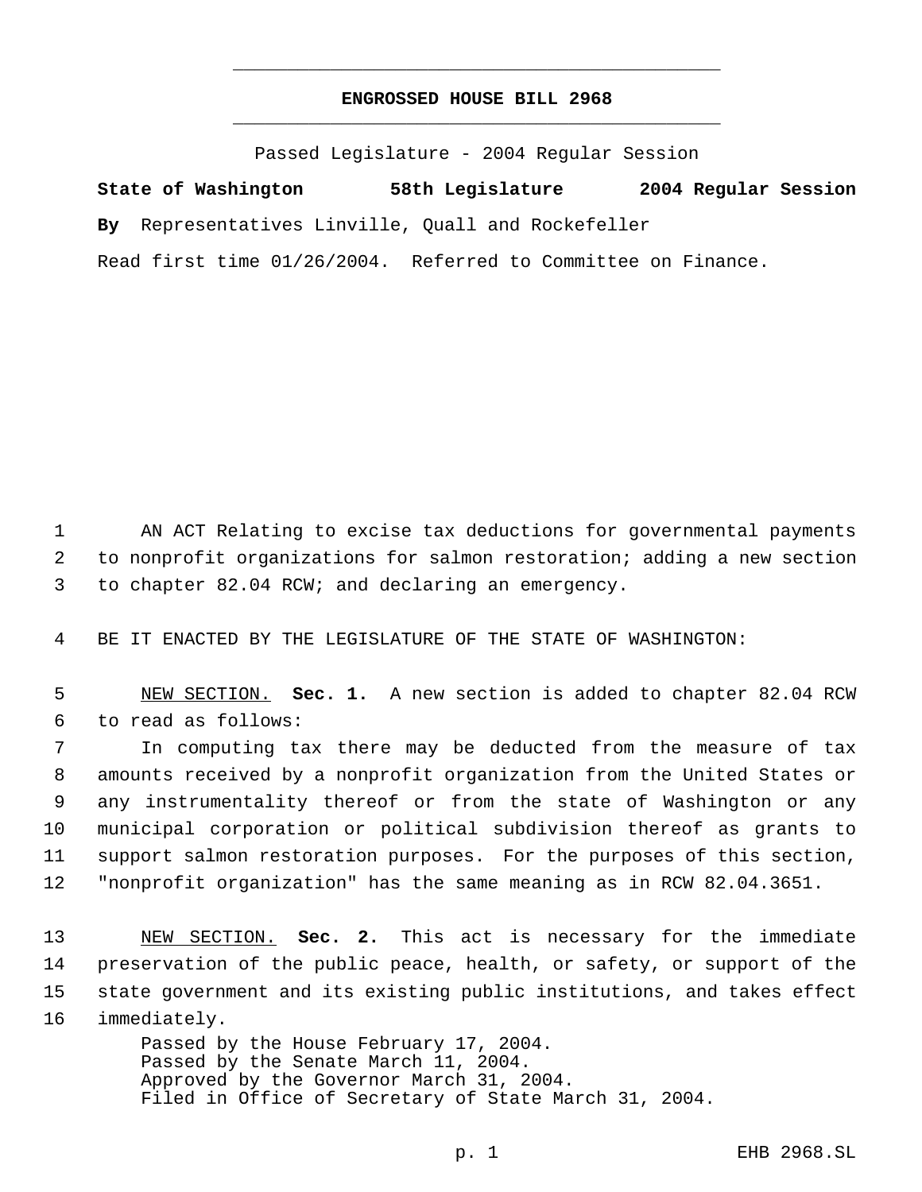# ENGROSSED HOUSE BILL 2968

Passed Legislature - 2004 Regular Session

**State of Washington 58th Legislature 2004 Regular Session**

**By** Representatives Linville, Quall and Rockefeller

Read first time 01/26/2004. Referred to Committee on Finance.

1 AN ACT Relating to excise tax deductions for governmental payments
2 to nonprofit organizations for salmon restoration; adding a new section
3 to chapter 82.04 RCW; and declaring an emergency.

4 BE IT ENACTED BY THE LEGISLATURE OF THE STATE OF WASHINGTON:

5 NEW SECTION. **Sec. 1.** A new section is added to chapter 82.04 RCW
6 to read as follows:

7 In computing tax there may be deducted from the measure of tax
8 amounts received by a nonprofit organization from the United States or
9 any instrumentality thereof or from the state of Washington or any
10 municipal corporation or political subdivision thereof as grants to
11 support salmon restoration purposes. For the purposes of this section,
12 "nonprofit organization" has the same meaning as in RCW 82.04.3651.

13 NEW SECTION. **Sec. 2.** This act is necessary for the immediate
14 preservation of the public peace, health, or safety, or support of the
15 state government and its existing public institutions, and takes effect
16 immediately.

Passed by the House February 17, 2004.
Passed by the Senate March 11, 2004.
Approved by the Governor March 31, 2004.
Filed in Office of Secretary of State March 31, 2004.